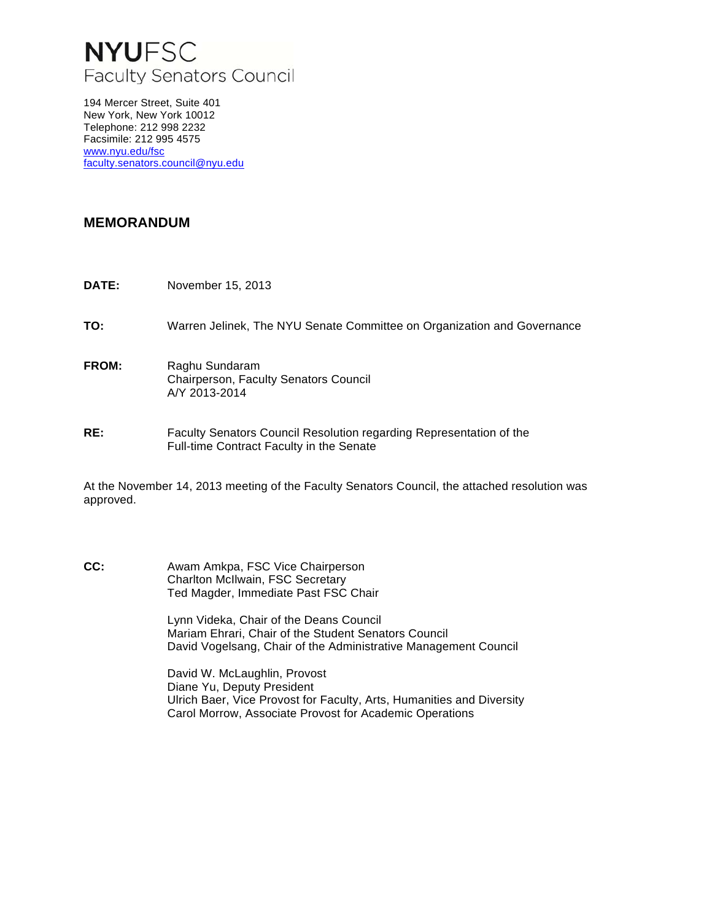# **NYU**FSC
Faculty Senators Council

194 Mercer Street, Suite 401
New York, New York 10012
Telephone: 212 998 2232
Facsimile: 212 995 4575
www.nyu.edu/fsc
faculty.senators.council@nyu.edu

## MEMORANDUM

**DATE:** November 15, 2013

**TO:** Warren Jelinek, The NYU Senate Committee on Organization and Governance

**FROM:** Raghu Sundaram
Chairperson, Faculty Senators Council
A/Y 2013-2014

**RE:** Faculty Senators Council Resolution regarding Representation of the Full-time Contract Faculty in the Senate

At the November 14, 2013 meeting of the Faculty Senators Council, the attached resolution was approved.

**CC:** Awam Amkpa, FSC Vice Chairperson
Charlton McIlwain, FSC Secretary
Ted Magder, Immediate Past FSC Chair

Lynn Videka, Chair of the Deans Council
Mariam Ehrari, Chair of the Student Senators Council
David Vogelsang, Chair of the Administrative Management Council

David W. McLaughlin, Provost
Diane Yu, Deputy President
Ulrich Baer, Vice Provost for Faculty, Arts, Humanities and Diversity
Carol Morrow, Associate Provost for Academic Operations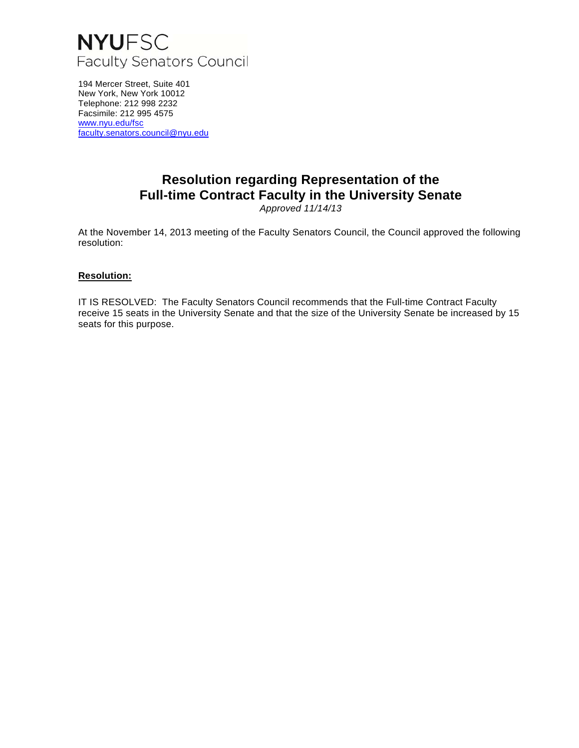# NYUFSC
Faculty Senators Council

194 Mercer Street, Suite 401
New York, New York 10012
Telephone: 212 998 2232
Facsimile: 212 995 4575
[www.nyu.edu/fsc](http://www.nyu.edu/fsc)
[faculty.senators.council@nyu.edu](mailto:faculty.senators.council@nyu.edu)

## Resolution regarding Representation of the Full-time Contract Faculty in the University Senate

*Approved 11/14/13*

At the November 14, 2013 meeting of the Faculty Senators Council, the Council approved the following resolution:

**Resolution:**

IT IS RESOLVED: The Faculty Senators Council recommends that the Full-time Contract Faculty receive 15 seats in the University Senate and that the size of the University Senate be increased by 15 seats for this purpose.